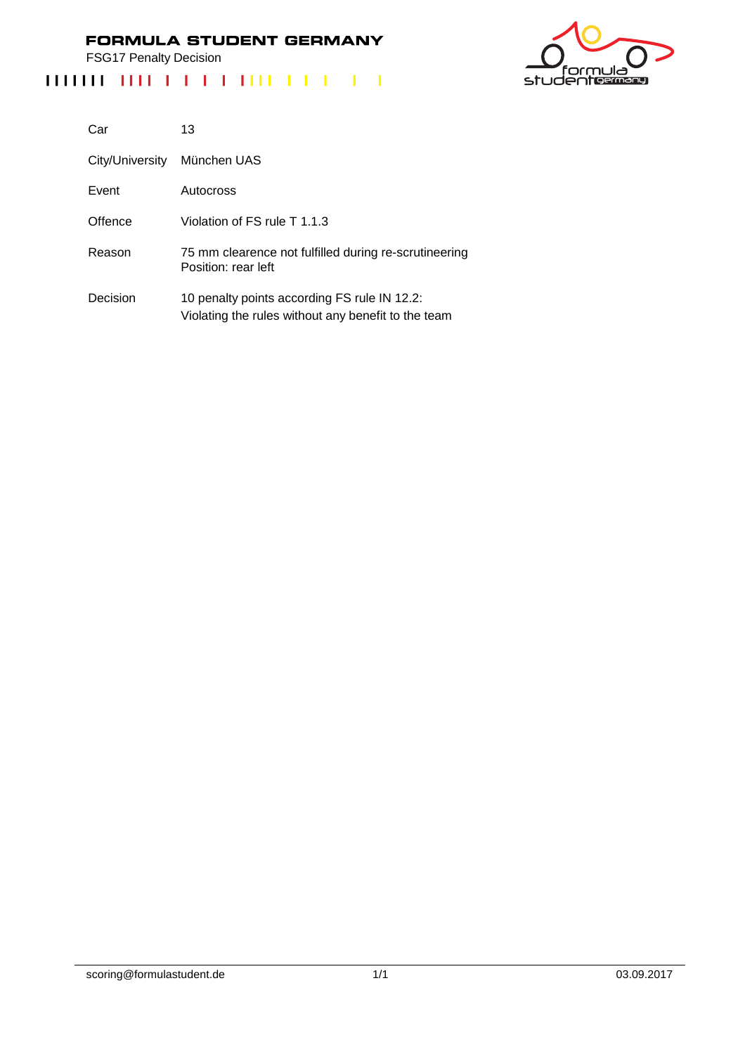# FORMULA STUDENT GERMANY

FSG17 Penalty Decision

| | |
|---|---|
| Car | 13 |
| City/University | München UAS |
| Event | Autocross |
| Offence | Violation of FS rule T 1.1.3 |
| Reason | 75 mm clearence not fulfilled during re-scrutineering<br>Position: rear left |
| Decision | 10 penalty points according FS rule IN 12.2:<br>Violating the rules without any benefit to the team |

scoring@formulastudent.de 03.09.2017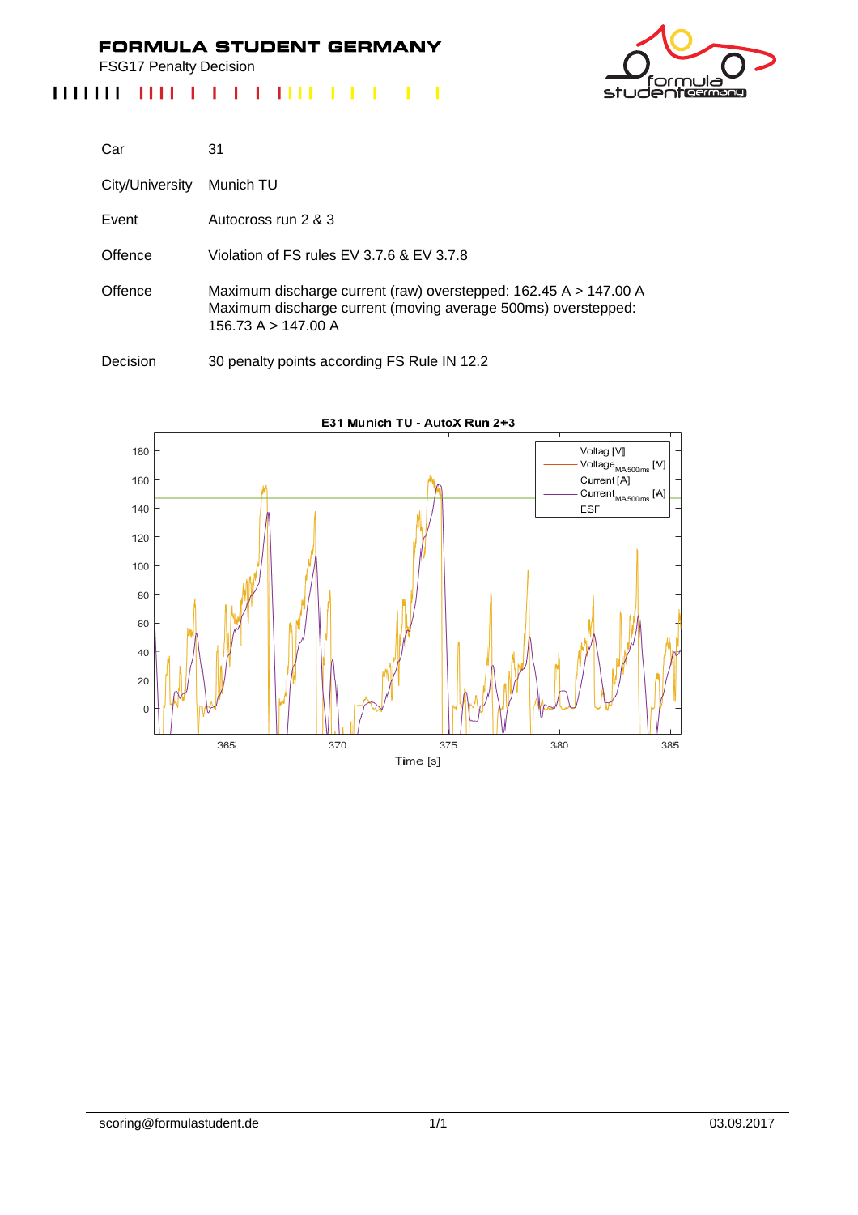# FORMULA STUDENT GERMANY

FSG17 Penalty Decision

| | |
|---|---|
| Car | 31 |
| City/University | Munich TU |
| Event | Autocross run 2 & 3 |
| Offence | Violation of FS rules EV 3.7.6 & EV 3.7.8 |
| Offence | Maximum discharge current (raw) overstepped: 162.45 A > 147.00 A<br>Maximum discharge current (moving average 500ms) overstepped: 156.73 A > 147.00 A |
| Decision | 30 penalty points according FS Rule IN 12.2 |

E31 Munich TU - AutoX Run 2+3

scoring@formulastudent.de

03.09.2017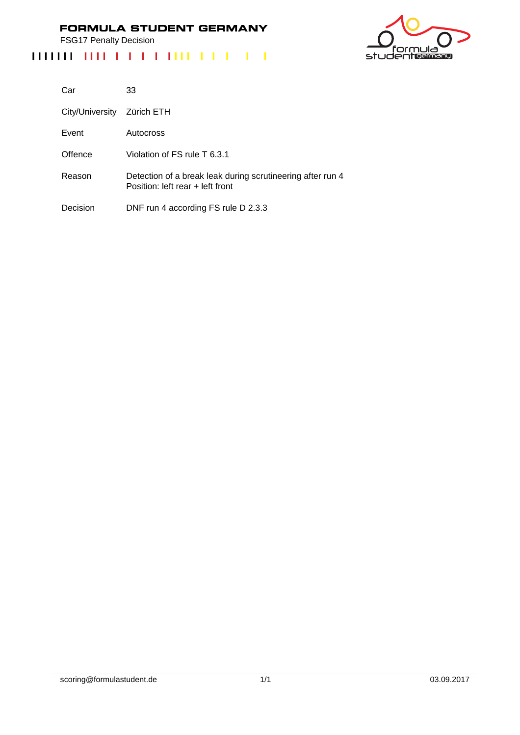# FORMULA STUDENT GERMANY

FSG17 Penalty Decision

| | |
|---|---|
| Car | 33 |
| City/University | Zürich ETH |
| Event | Autocross |
| Offence | Violation of FS rule T 6.3.1 |
| Reason | Detection of a break leak during scrutineering after run 4<br>Position: left rear + left front |
| Decision | DNF run 4 according FS rule D 2.3.3 |

scoring@formulastudent.de

03.09.2017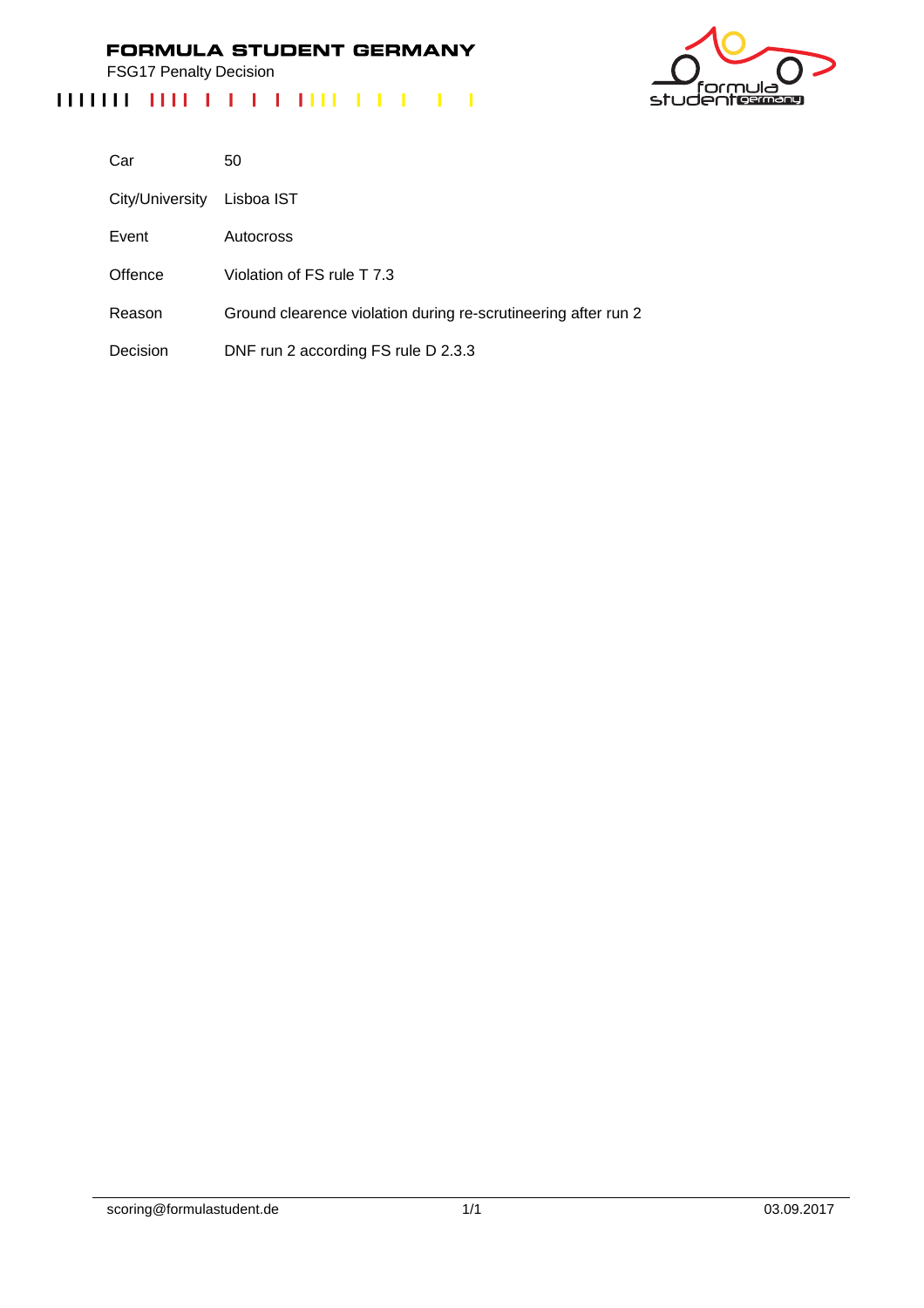**FORMULA STUDENT GERMANY**

FSG17 Penalty Decision

| | |
|---|---|
| Car | 50 |
| City/University | Lisboa IST |
| Event | Autocross |
| Offence | Violation of FS rule T 7.3 |
| Reason | Ground clearence violation during re-scrutineering after run 2 |
| Decision | DNF run 2 according FS rule D 2.3.3 |

scoring@formulastudent.de

03.09.2017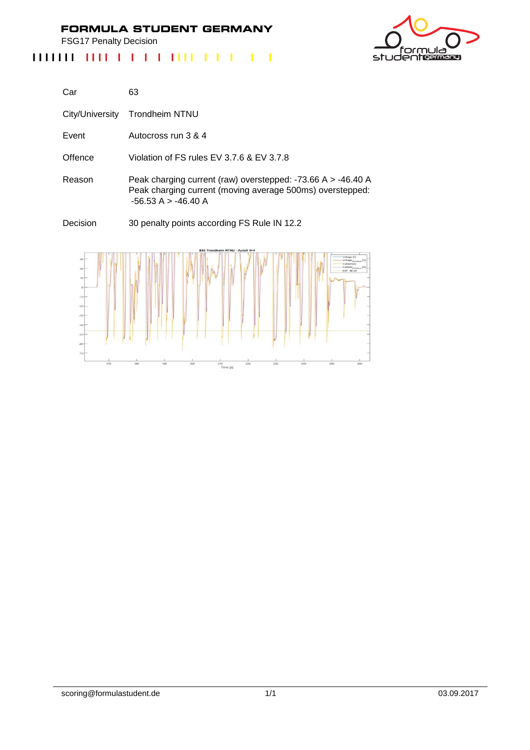# FORMULA STUDENT GERMANY

FSG17 Penalty Decision

| | |
|---|---|
| Car | 63 |
| City/University | Trondheim NTNU |
| Event | Autocross run 3 & 4 |
| Offence | Violation of FS rules EV 3.7.6 & EV 3.7.8 |
| Reason | Peak charging current (raw) overstepped: -73.66 A > -46.40 A<br>Peak charging current (moving average 500ms) overstepped: -56.53 A > -46.40 A |
| Decision | 30 penalty points according FS Rule IN 12.2 |

scoring@formulastudent.de

03.09.2017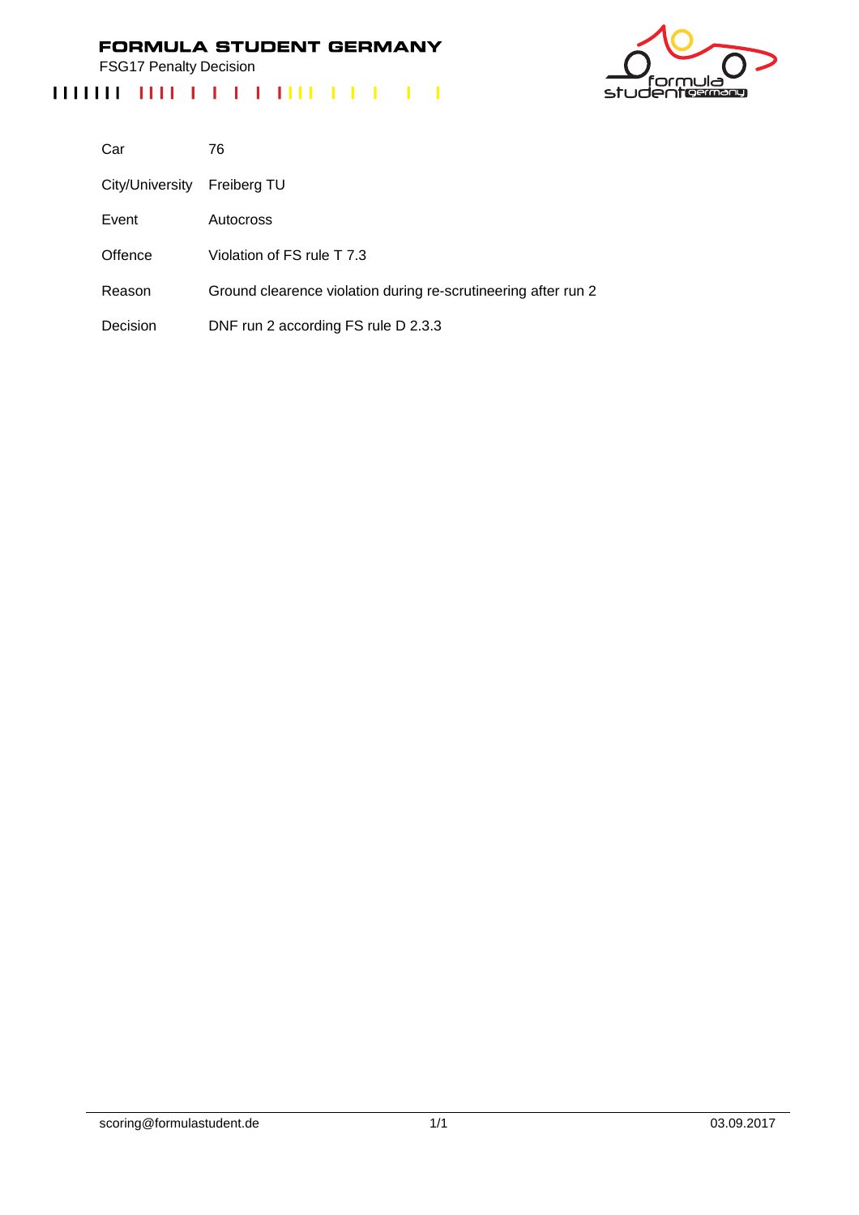# FORMULA STUDENT GERMANY

FSG17 Penalty Decision

| | |
|---|---|
| Car | 76 |
| City/University | Freiberg TU |
| Event | Autocross |
| Offence | Violation of FS rule T 7.3 |
| Reason | Ground clearence violation during re-scrutineering after run 2 |
| Decision | DNF run 2 according FS rule D 2.3.3 |

scoring@formulastudent.de 03.09.2017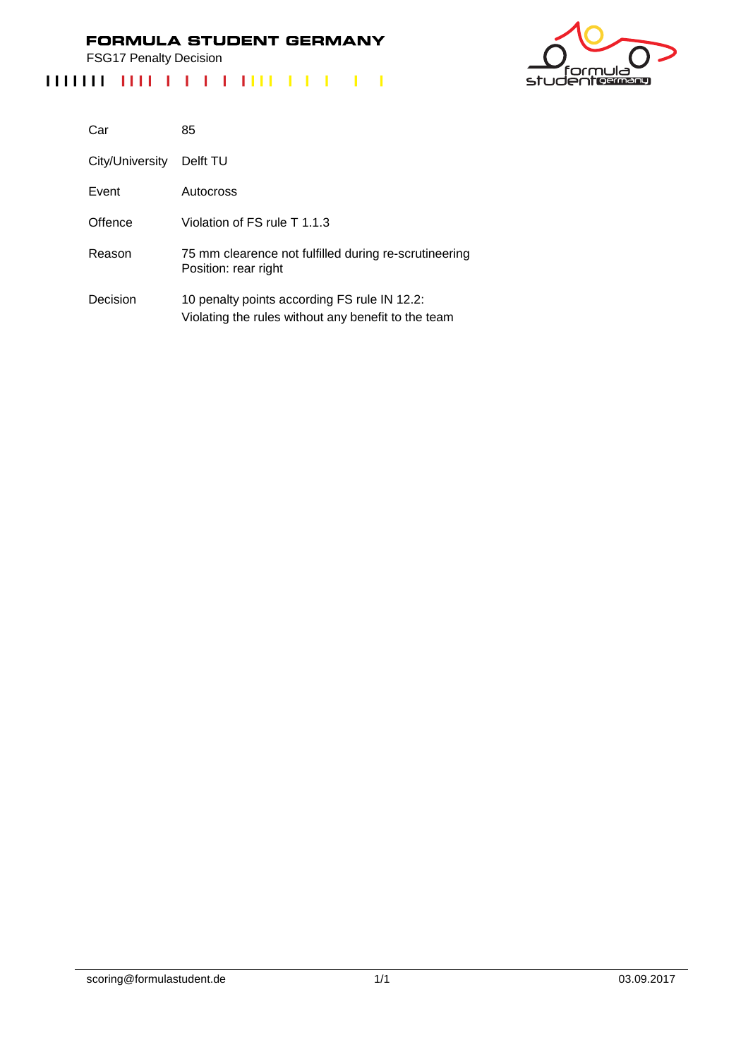# FORMULA STUDENT GERMANY

FSG17 Penalty Decision

| | |
|---|---|
| Car | 85 |
| City/University | Delft TU |
| Event | Autocross |
| Offence | Violation of FS rule T 1.1.3 |
| Reason | 75 mm clearence not fulfilled during re-scrutineering<br>Position: rear right |
| Decision | 10 penalty points according FS rule IN 12.2:<br>Violating the rules without any benefit to the team |

scoring@formulastudent.de

03.09.2017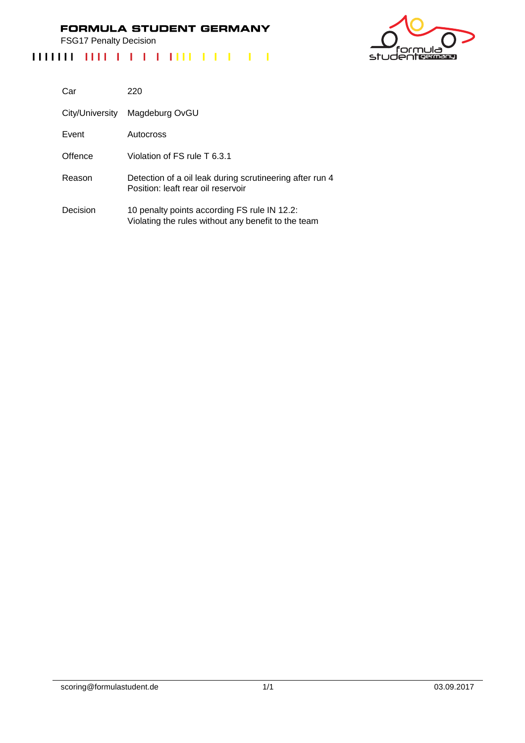# FORMULA STUDENT GERMANY

FSG17 Penalty Decision

| | |
|---|---|
| Car | 220 |
| City/University | Magdeburg OvGU |
| Event | Autocross |
| Offence | Violation of FS rule T 6.3.1 |
| Reason | Detection of a oil leak during scrutineering after run 4<br>Position: leaft rear oil reservoir |
| Decision | 10 penalty points according FS rule IN 12.2:<br>Violating the rules without any benefit to the team |

scoring@formulastudent.de 03.09.2017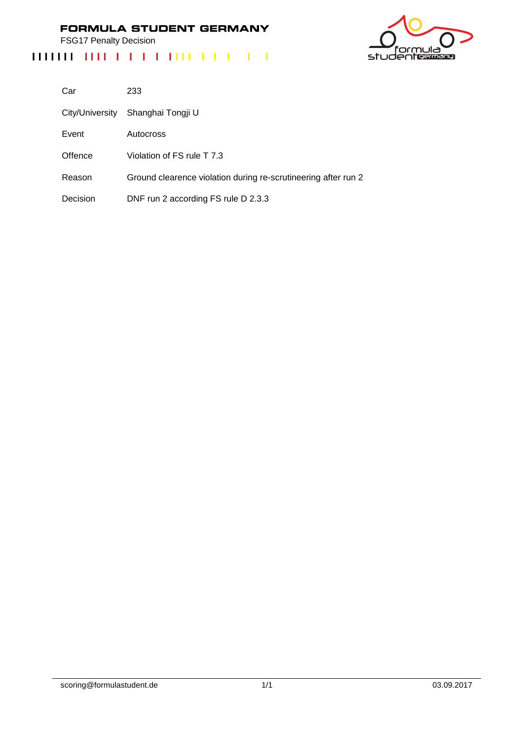# FORMULA STUDENT GERMANY

FSG17 Penalty Decision

| | |
|---|---|
| Car | 233 |
| City/University | Shanghai Tongji U |
| Event | Autocross |
| Offence | Violation of FS rule T 7.3 |
| Reason | Ground clearence violation during re-scrutineering after run 2 |
| Decision | DNF run 2 according FS rule D 2.3.3 |

scoring@formulastudent.de 03.09.2017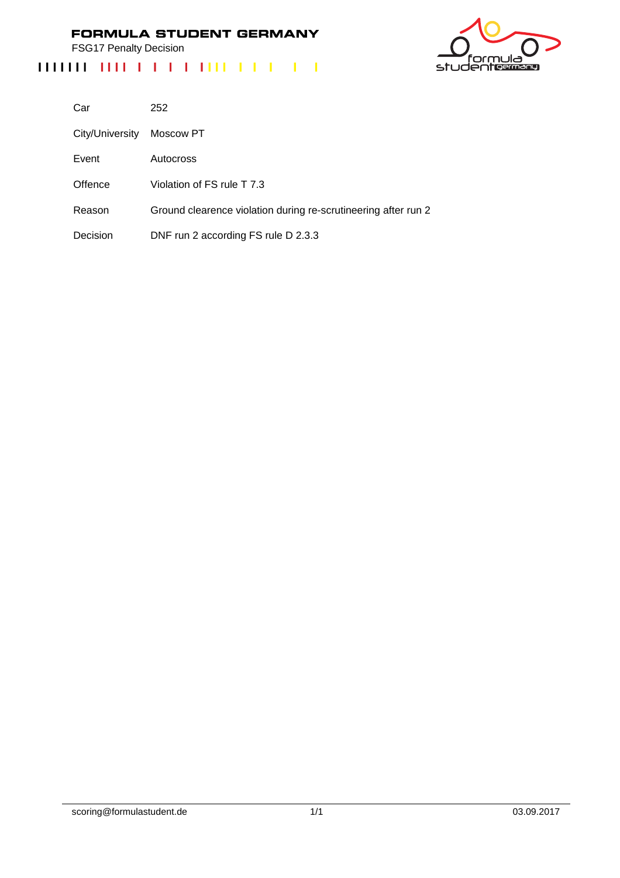**FORMULA STUDENT GERMANY**

FSG17 Penalty Decision

| | |
|---|---|
| Car | 252 |
| City/University | Moscow PT |
| Event | Autocross |
| Offence | Violation of FS rule T 7.3 |
| Reason | Ground clearence violation during re-scrutineering after run 2 |
| Decision | DNF run 2 according FS rule D 2.3.3 |

scoring@formulastudent.de 03.09.2017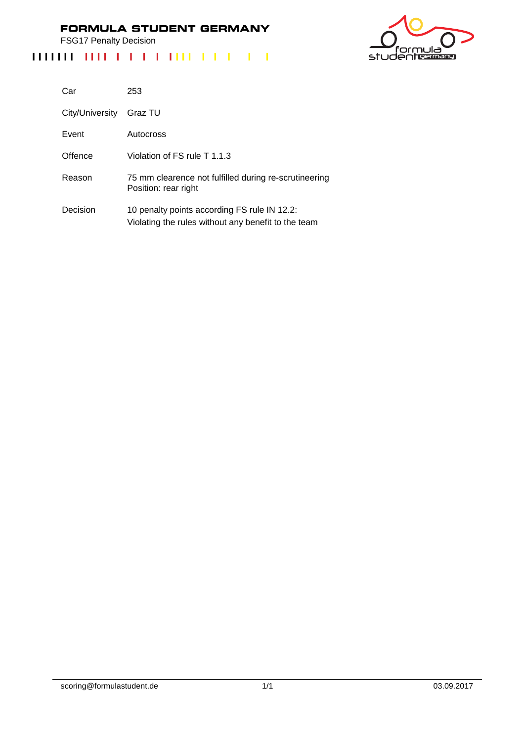# FORMULA STUDENT GERMANY

FSG17 Penalty Decision

| | |
|---|---|
| Car | 253 |
| City/University | Graz TU |
| Event | Autocross |
| Offence | Violation of FS rule T 1.1.3 |
| Reason | 75 mm clearence not fulfilled during re-scrutineering<br>Position: rear right |
| Decision | 10 penalty points according FS rule IN 12.2:<br>Violating the rules without any benefit to the team |

scoring@formulastudent.de 03.09.2017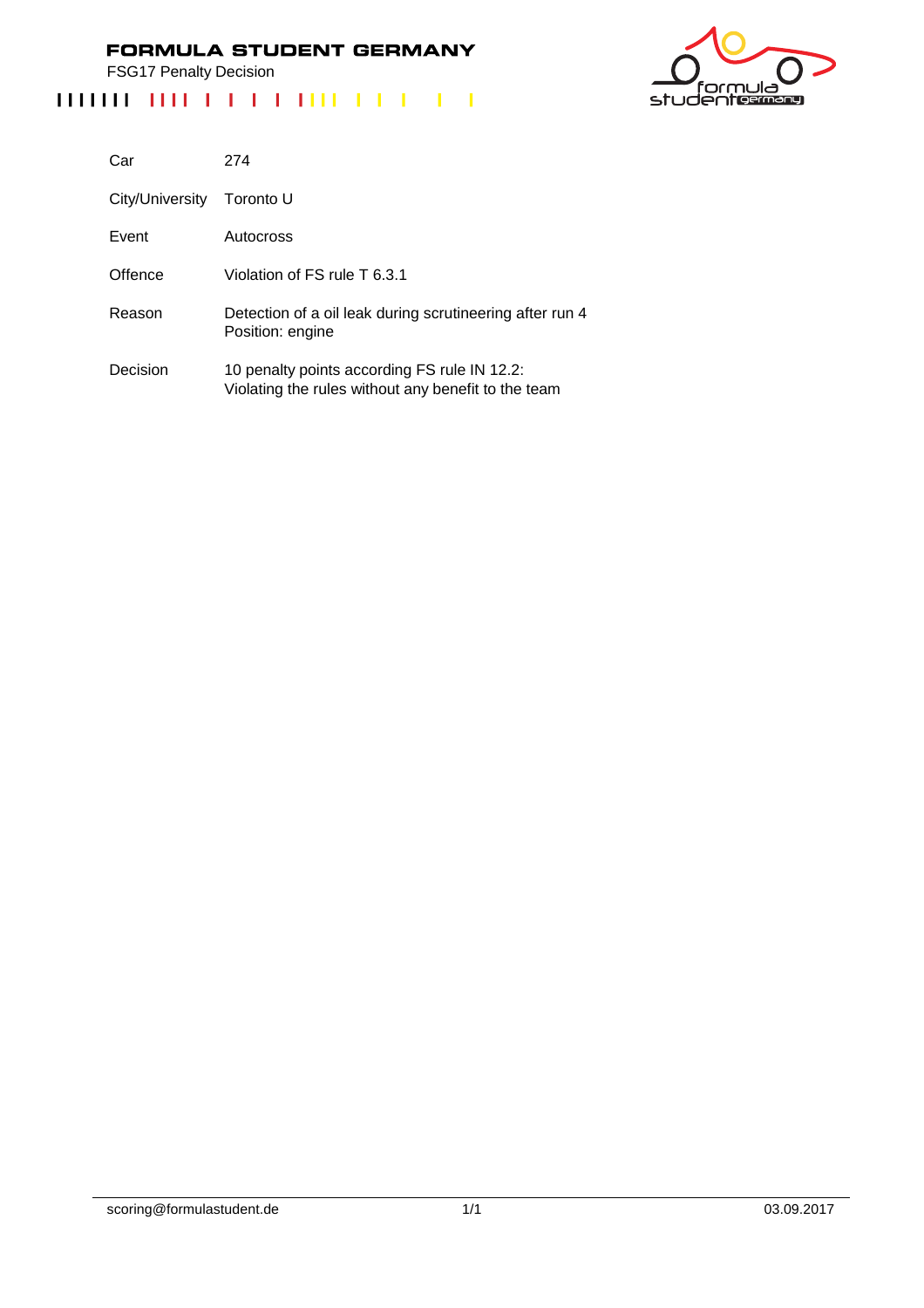# FORMULA STUDENT GERMANY

FSG17 Penalty Decision

| | |
|---|---|
| Car | 274 |
| City/University | Toronto U |
| Event | Autocross |
| Offence | Violation of FS rule T 6.3.1 |
| Reason | Detection of a oil leak during scrutineering after run 4<br>Position: engine |
| Decision | 10 penalty points according FS rule IN 12.2:<br>Violating the rules without any benefit to the team |

scoring@formulastudent.de 03.09.2017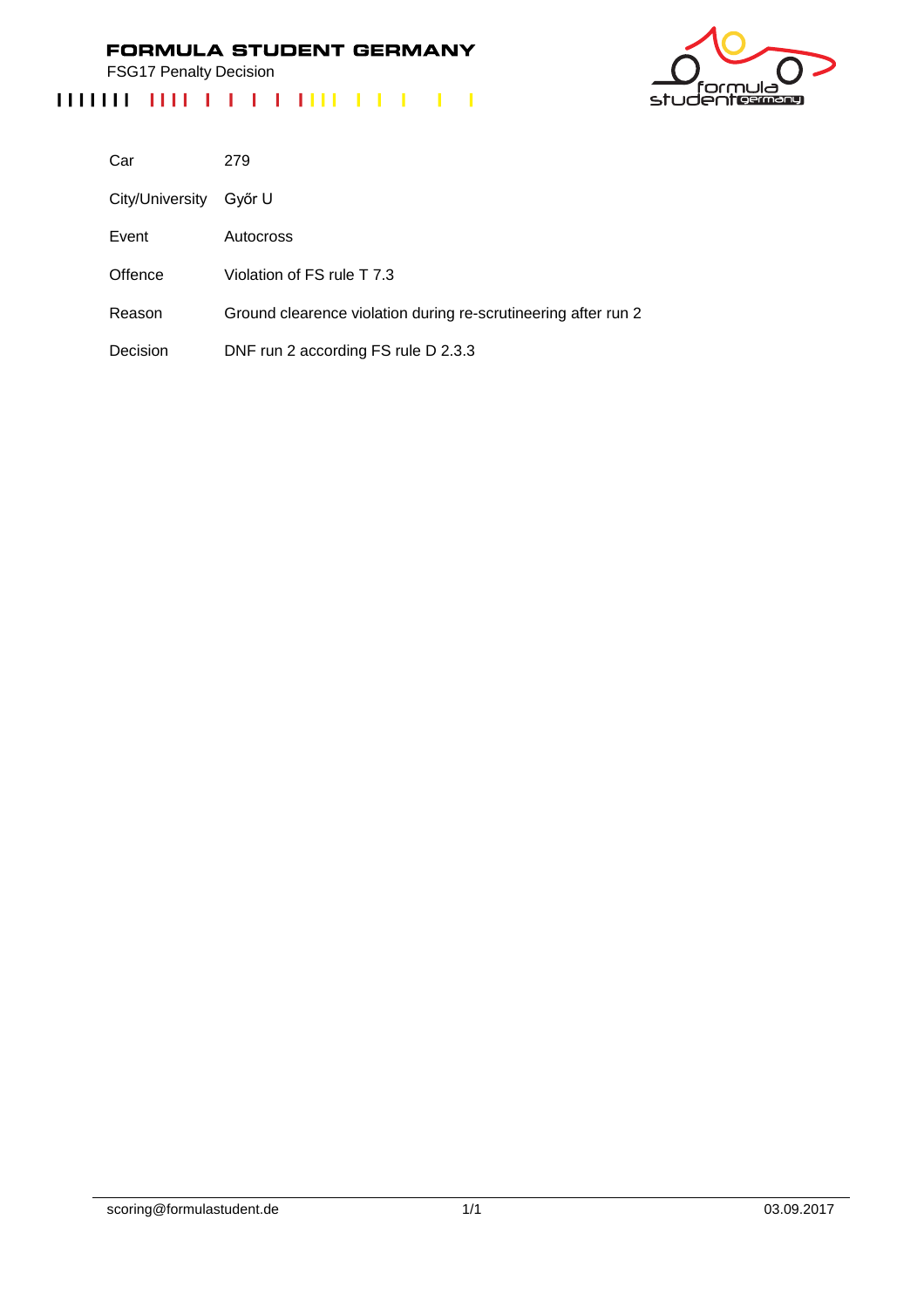# FORMULA STUDENT GERMANY

FSG17 Penalty Decision

| | |
|---|---|
| Car | 279 |
| City/University | Győr U |
| Event | Autocross |
| Offence | Violation of FS rule T 7.3 |
| Reason | Ground clearence violation during re-scrutineering after run 2 |
| Decision | DNF run 2 according FS rule D 2.3.3 |

scoring@formulastudent.de 03.09.2017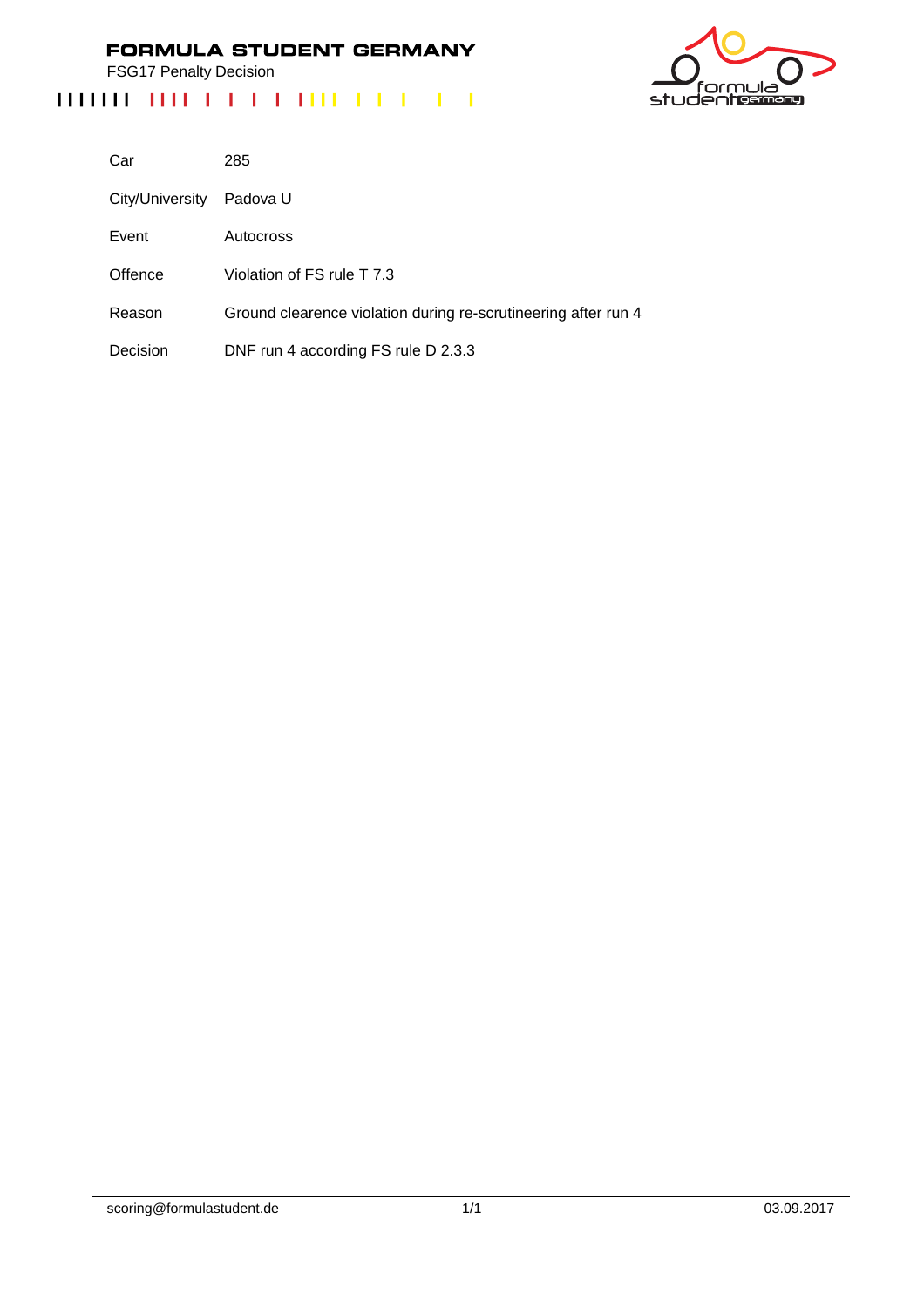# FORMULA STUDENT GERMANY

FSG17 Penalty Decision

| | |
|---|---|
| Car | 285 |
| City/University | Padova U |
| Event | Autocross |
| Offence | Violation of FS rule T 7.3 |
| Reason | Ground clearence violation during re-scrutineering after run 4 |
| Decision | DNF run 4 according FS rule D 2.3.3 |

scoring@formulastudent.de 03.09.2017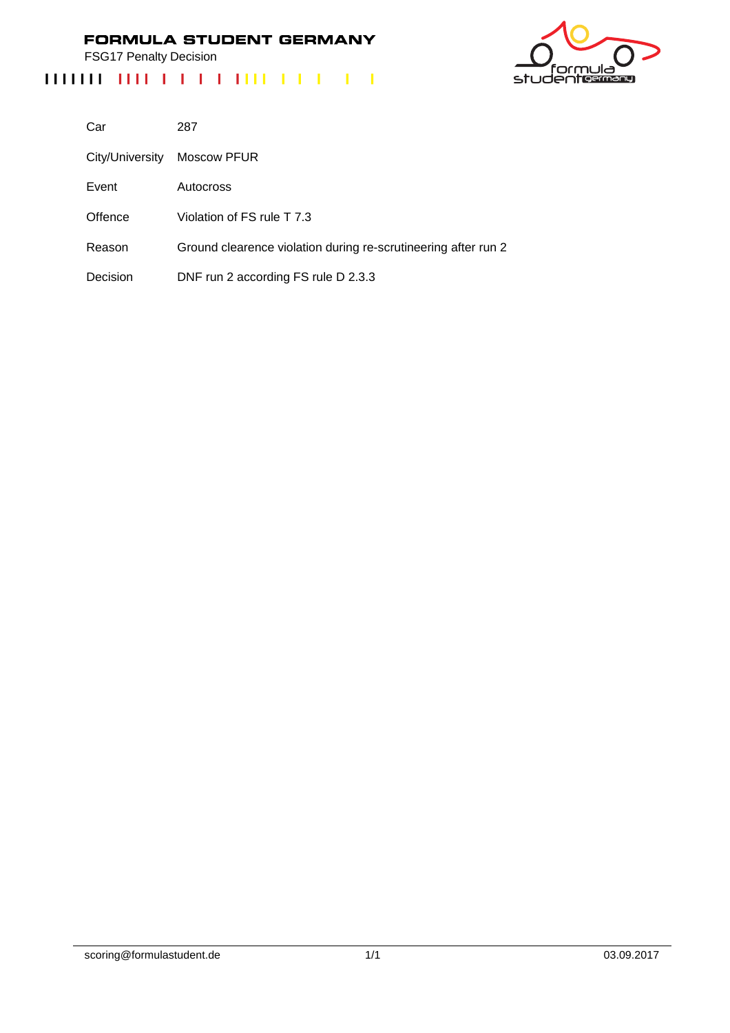**FORMULA STUDENT GERMANY**

FSG17 Penalty Decision

| | |
|---|---|
| Car | 287 |
| City/University | Moscow PFUR |
| Event | Autocross |
| Offence | Violation of FS rule T 7.3 |
| Reason | Ground clearence violation during re-scrutineering after run 2 |
| Decision | DNF run 2 according FS rule D 2.3.3 |

scoring@formulastudent.de

03.09.2017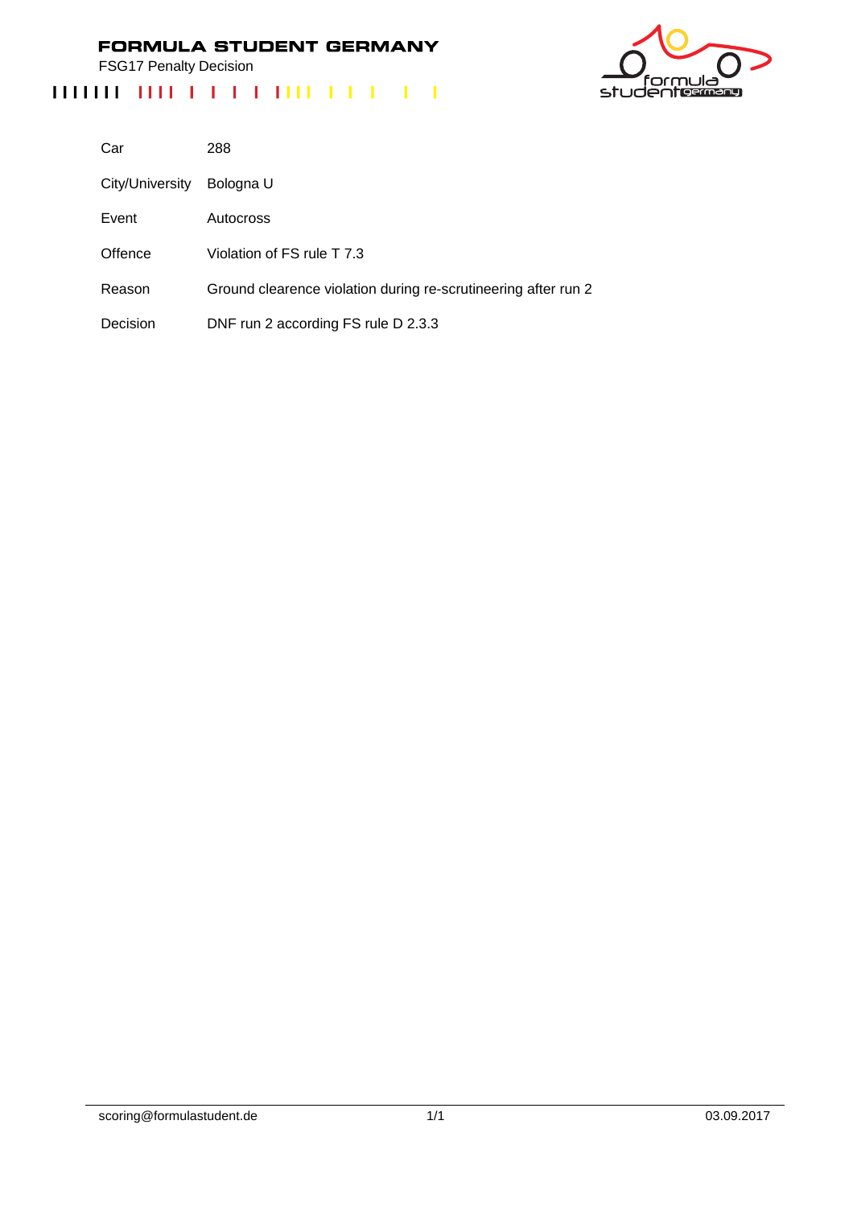# FORMULA STUDENT GERMANY

FSG17 Penalty Decision

| | |
|---|---|
| Car | 288 |
| City/University | Bologna U |
| Event | Autocross |
| Offence | Violation of FS rule T 7.3 |
| Reason | Ground clearence violation during re-scrutineering after run 2 |
| Decision | DNF run 2 according FS rule D 2.3.3 |

scoring@formulastudent.de

03.09.2017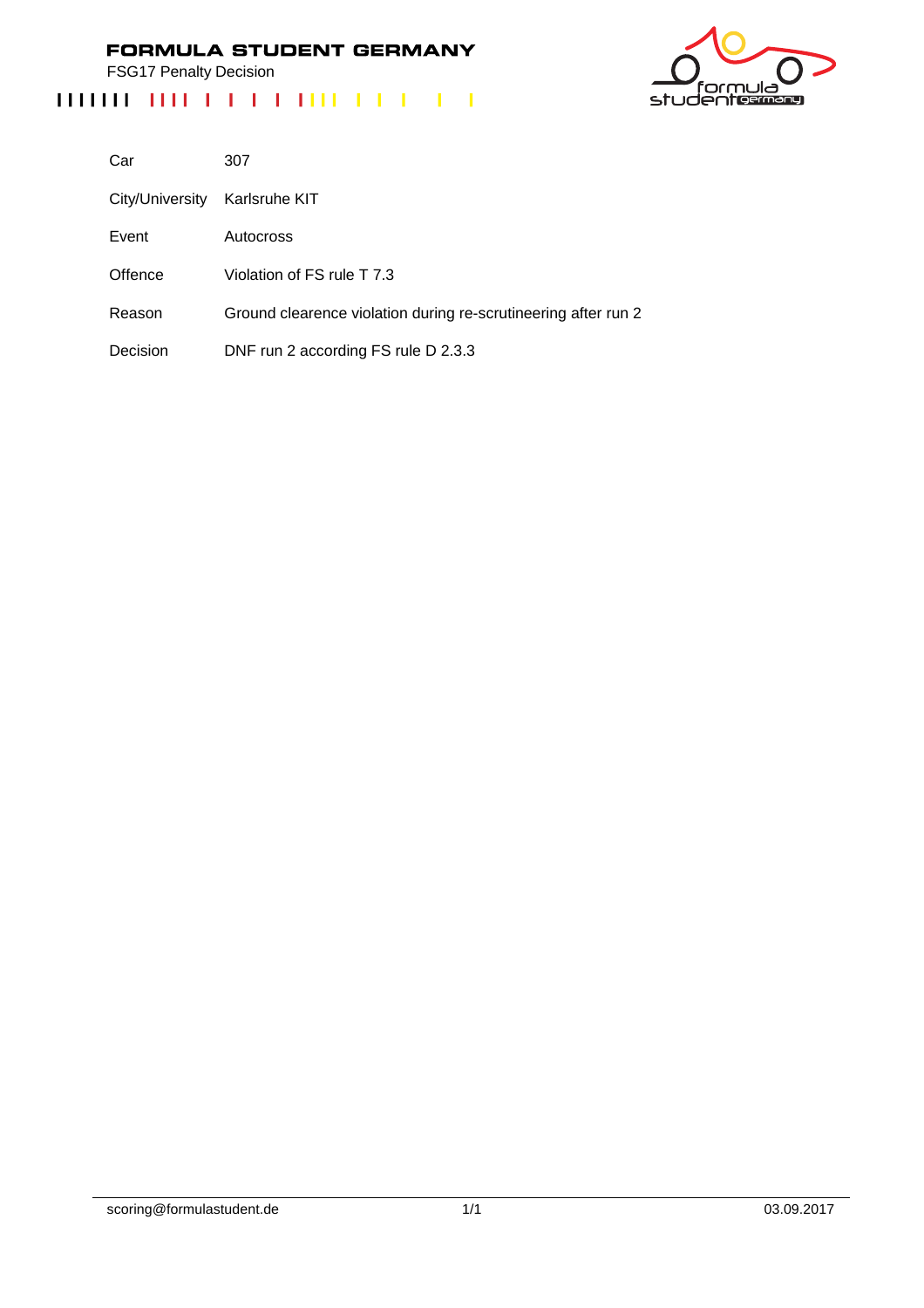**FORMULA STUDENT GERMANY**

FSG17 Penalty Decision

| | |
|---|---|
| Car | 307 |
| City/University | Karlsruhe KIT |
| Event | Autocross |
| Offence | Violation of FS rule T 7.3 |
| Reason | Ground clearence violation during re-scrutineering after run 2 |
| Decision | DNF run 2 according FS rule D 2.3.3 |

scoring@formulastudent.de

03.09.2017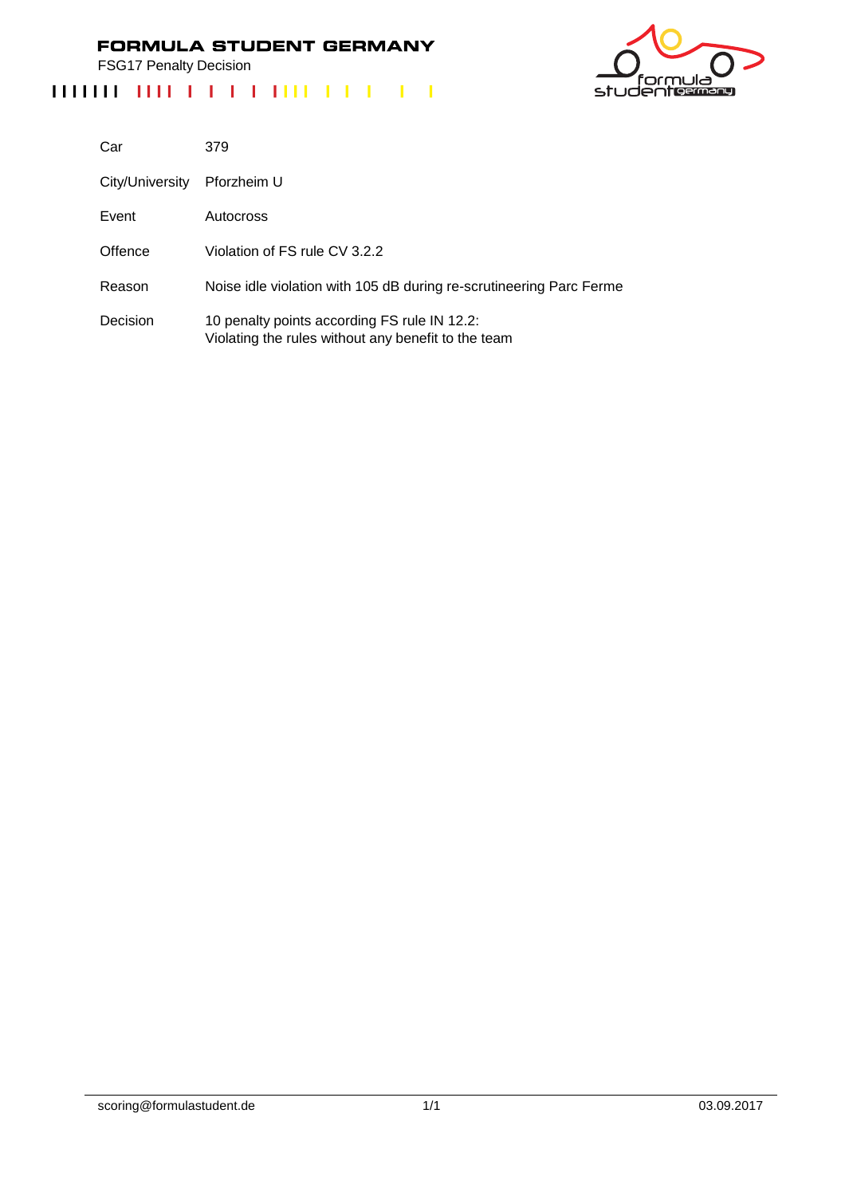# FORMULA STUDENT GERMANY

FSG17 Penalty Decision

| | |
|---|---|
| Car | 379 |
| City/University | Pforzheim U |
| Event | Autocross |
| Offence | Violation of FS rule CV 3.2.2 |
| Reason | Noise idle violation with 105 dB during re-scrutineering Parc Ferme |
| Decision | 10 penalty points according FS rule IN 12.2: Violating the rules without any benefit to the team |

scoring@formulastudent.de

03.09.2017